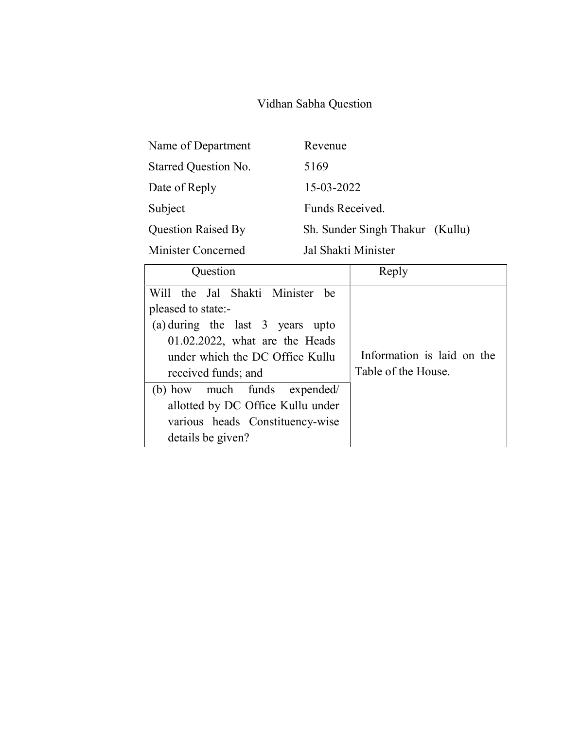# Vidhan Sabha Question

| | |
|---|---|
| Name of Department | Revenue |
| Starred Question No. | 5169 |
| Date of Reply | 15-03-2022 |
| Subject | Funds Received. |
| Question Raised By | Sh. Sunder Singh Thakur (Kullu) |
| Minister Concerned | Jal Shakti Minister |

| Question | Reply |
|---|---|
| Will the Jal Shakti Minister be pleased to state:- (a) during the last 3 years upto 01.02.2022, what are the Heads under which the DC Office Kullu received funds; and | Information is laid on the Table of the House. |
| (b) how much funds expended/ allotted by DC Office Kullu under various heads Constituency-wise details be given? | |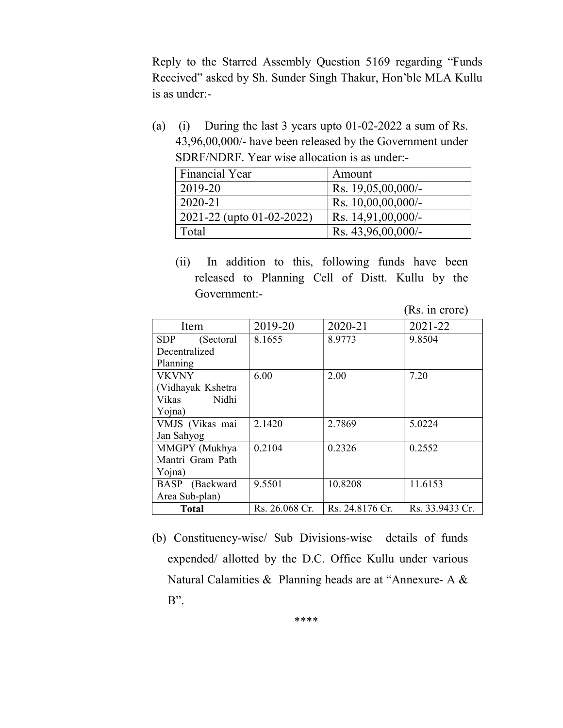Reply to the Starred Assembly Question 5169 regarding "Funds Received" asked by Sh. Sunder Singh Thakur, Hon'ble MLA Kullu is as under:-

(a) (i) During the last 3 years upto 01-02-2022 a sum of Rs. 43,96,00,000/- have been released by the Government under SDRF/NDRF. Year wise allocation is as under:-

| Financial Year | Amount |
|---|---|
| 2019-20 | Rs. 19,05,00,000/- |
| 2020-21 | Rs. 10,00,00,000/- |
| 2021-22 (upto 01-02-2022) | Rs. 14,91,00,000/- |
| Total | Rs. 43,96,00,000/- |

(ii) In addition to this, following funds have been released to Planning Cell of Distt. Kullu by the Government:-

(Rs. in crore)

| Item | 2019-20 | 2020-21 | 2021-22 |
|---|---|---|---|
| SDP (Sectoral Decentralized Planning | 8.1655 | 8.9773 | 9.8504 |
| VKVNY (Vidhayak Kshetra Vikas Nidhi Yojna) | 6.00 | 2.00 | 7.20 |
| VMJS (Vikas mai Jan Sahyog | 2.1420 | 2.7869 | 5.0224 |
| MMGPY (Mukhya Mantri Gram Path Yojna) | 0.2104 | 0.2326 | 0.2552 |
| BASP (Backward Area Sub-plan) | 9.5501 | 10.8208 | 11.6153 |
| **Total** | Rs. 26.068 Cr. | Rs. 24.8176 Cr. | Rs. 33.9433 Cr. |

(b) Constituency-wise/ Sub Divisions-wise details of funds expended/ allotted by the D.C. Office Kullu under various Natural Calamities & Planning heads are at "Annexure- A & B".

****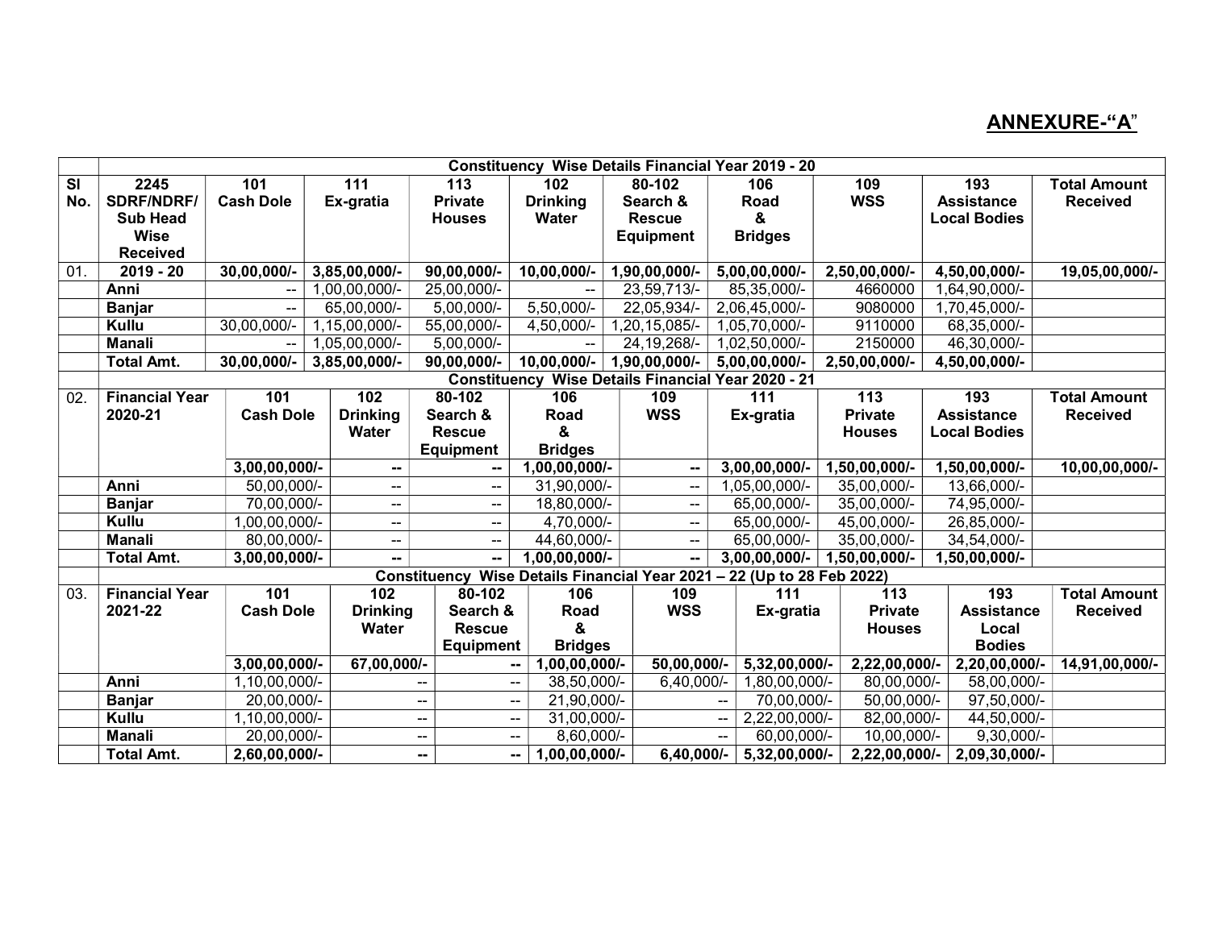## ANNEXURE-"A"

| Sl No. | 2245 SDRF/NDRF/ Sub Head Wise Received | 101 Cash Dole | 111 Ex-gratia | 113 Private Houses | 102 Drinking Water | 80-102 Search & Rescue Equipment | 106 Road & Bridges | 109 WSS | 193 Assistance Local Bodies | Total Amount Received |
|---|---|---|---|---|---|---|---|---|---|---|
| | **Constituency Wise Details Financial Year 2019 - 20** | | | | | | | | | |
| 01. | **2019 - 20** | **30,00,000/-** | **3,85,00,000/-** | **90,00,000/-** | **10,00,000/-** | **1,90,00,000/-** | **5,00,00,000/-** | **2,50,00,000/-** | **4,50,00,000/-** | **19,05,00,000/-** |
| | **Anni** | -- | 1,00,00,000/- | 25,00,000/- | -- | 23,59,713/- | 85,35,000/- | 4660000 | 1,64,90,000/- | |
| | **Banjar** | -- | 65,00,000/- | 5,00,000/- | 5,50,000/- | 22,05,934/- | 2,06,45,000/- | 9080000 | 1,70,45,000/- | |
| | **Kullu** | 30,00,000/- | 1,15,00,000/- | 55,00,000/- | 4,50,000/- | 1,20,15,085/- | 1,05,70,000/- | 9110000 | 68,35,000/- | |
| | **Manali** | -- | 1,05,00,000/- | 5,00,000/- | -- | 24,19,268/- | 1,02,50,000/- | 2150000 | 46,30,000/- | |
| | **Total Amt.** | **30,00,000/-** | **3,85,00,000/-** | **90,00,000/-** | **10,00,000/-** | **1,90,00,000/-** | **5,00,00,000/-** | **2,50,00,000/-** | **4,50,00,000/-** | |
| | **Constituency Wise Details Financial Year 2020 - 21** | | | | | | | | | |
| 02. | **Financial Year 2020-21** | **101 Cash Dole** | **102 Drinking Water** | **80-102 Search & Rescue Equipment** | **106 Road & Bridges** | **109 WSS** | **111 Ex-gratia** | **113 Private Houses** | **193 Assistance Local Bodies** | **Total Amount Received** |
| | | **3,00,00,000/-** | **--** | **--** | **1,00,00,000/-** | **--** | **3,00,00,000/-** | **1,50,00,000/-** | **1,50,00,000/-** | **10,00,00,000/-** |
| | **Anni** | 50,00,000/- | -- | -- | 31,90,000/- | -- | 1,05,00,000/- | 35,00,000/- | 13,66,000/- | |
| | **Banjar** | 70,00,000/- | -- | -- | 18,80,000/- | -- | 65,00,000/- | 35,00,000/- | 74,95,000/- | |
| | **Kullu** | 1,00,00,000/- | -- | -- | 4,70,000/- | -- | 65,00,000/- | 45,00,000/- | 26,85,000/- | |
| | **Manali** | 80,00,000/- | -- | -- | 44,60,000/- | -- | 65,00,000/- | 35,00,000/- | 34,54,000/- | |
| | **Total Amt.** | **3,00,00,000/-** | **--** | **--** | **1,00,00,000/-** | **--** | **3,00,00,000/-** | **1,50,00,000/-** | **1,50,00,000/-** | |
| | **Constituency Wise Details Financial Year 2021 – 22 (Up to 28 Feb 2022)** | | | | | | | | | |
| 03. | **Financial Year 2021-22** | **101 Cash Dole** | **102 Drinking Water** | **80-102 Search & Rescue Equipment** | **106 Road & Bridges** | **109 WSS** | **111 Ex-gratia** | **113 Private Houses** | **193 Assistance Local Bodies** | **Total Amount Received** |
| | | **3,00,00,000/-** | **67,00,000/-** | **--** | **1,00,00,000/-** | **50,00,000/-** | **5,32,00,000/-** | **2,22,00,000/-** | **2,20,00,000/-** | **14,91,00,000/-** |
| | **Anni** | 1,10,00,000/- | -- | -- | 38,50,000/- | 6,40,000/- | 1,80,00,000/- | 80,00,000/- | 58,00,000/- | |
| | **Banjar** | 20,00,000/- | -- | -- | 21,90,000/- | -- | 70,00,000/- | 50,00,000/- | 97,50,000/- | |
| | **Kullu** | 1,10,00,000/- | -- | -- | 31,00,000/- | -- | 2,22,00,000/- | 82,00,000/- | 44,50,000/- | |
| | **Manali** | 20,00,000/- | -- | -- | 8,60,000/- | -- | 60,00,000/- | 10,00,000/- | 9,30,000/- | |
| | **Total Amt.** | **2,60,00,000/-** | **--** | **--** | **1,00,00,000/-** | **6,40,000/-** | **5,32,00,000/-** | **2,22,00,000/-** | **2,09,30,000/-** | |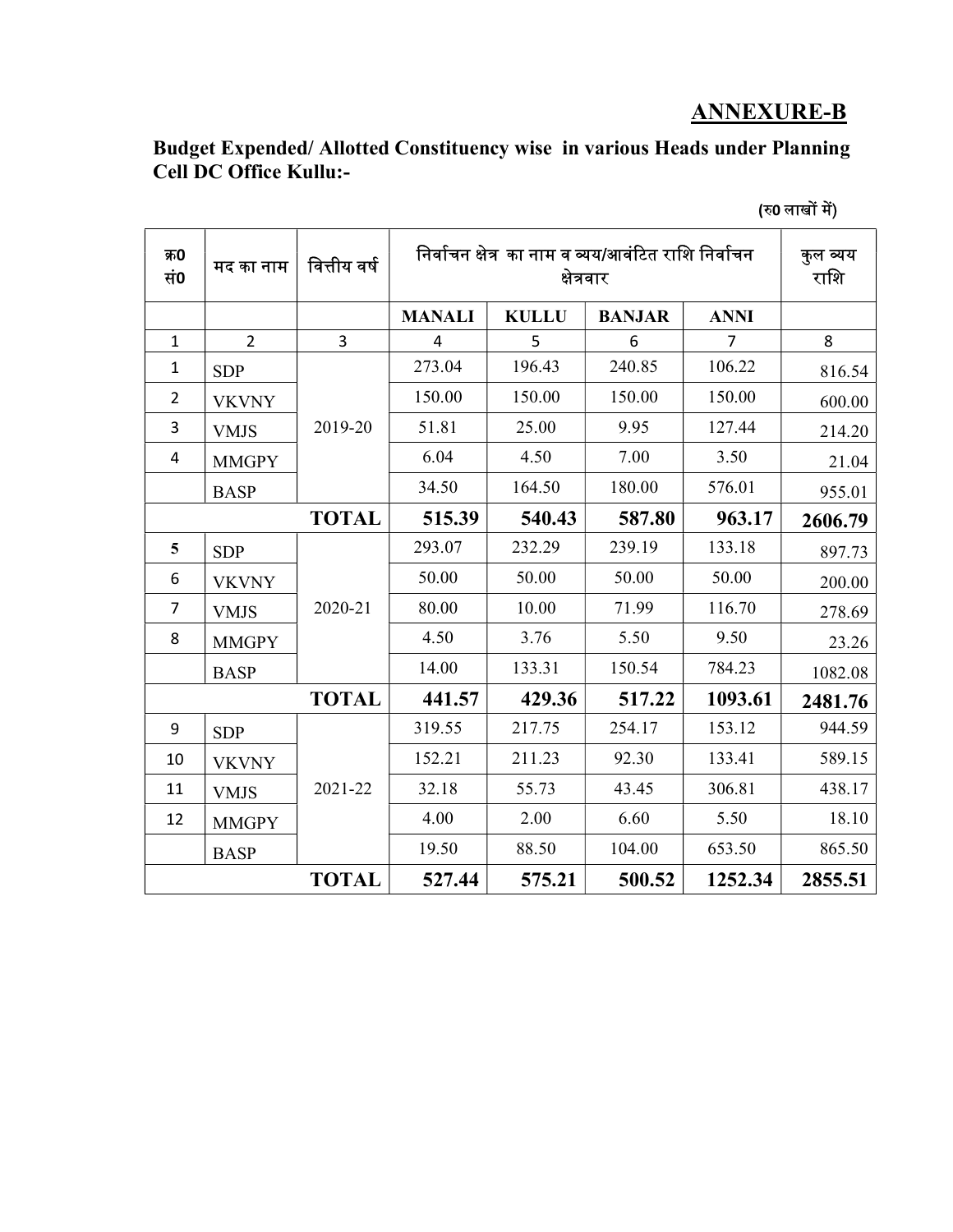## ANNEXURE-B

**Budget Expended/ Allotted Constituency wise in various Heads under Planning Cell DC Office Kullu:-**

(रु0 लाखों में)

| क्र0 सं0 | मद का नाम | वित्तीय वर्ष | निर्वाचन क्षेत्र का नाम व व्यय/आवंटित राशि निर्वाचन क्षेत्रवार | | | | कुल व्यय राशि |
|---|---|---|---|---|---|---|---|
| | | | **MANALI** | **KULLU** | **BANJAR** | **ANNI** | |
| 1 | 2 | 3 | 4 | 5 | 6 | 7 | 8 |
| 1 | SDP | 2019-20 | 273.04 | 196.43 | 240.85 | 106.22 | 816.54 |
| 2 | VKVNY | | 150.00 | 150.00 | 150.00 | 150.00 | 600.00 |
| 3 | VMJS | | 51.81 | 25.00 | 9.95 | 127.44 | 214.20 |
| 4 | MMGPY | | 6.04 | 4.50 | 7.00 | 3.50 | 21.04 |
| | BASP | | 34.50 | 164.50 | 180.00 | 576.01 | 955.01 |
| | | **TOTAL** | **515.39** | **540.43** | **587.80** | **963.17** | **2606.79** |
| 5 | SDP | 2020-21 | 293.07 | 232.29 | 239.19 | 133.18 | 897.73 |
| 6 | VKVNY | | 50.00 | 50.00 | 50.00 | 50.00 | 200.00 |
| 7 | VMJS | | 80.00 | 10.00 | 71.99 | 116.70 | 278.69 |
| 8 | MMGPY | | 4.50 | 3.76 | 5.50 | 9.50 | 23.26 |
| | BASP | | 14.00 | 133.31 | 150.54 | 784.23 | 1082.08 |
| | | **TOTAL** | **441.57** | **429.36** | **517.22** | **1093.61** | **2481.76** |
| 9 | SDP | 2021-22 | 319.55 | 217.75 | 254.17 | 153.12 | 944.59 |
| 10 | VKVNY | | 152.21 | 211.23 | 92.30 | 133.41 | 589.15 |
| 11 | VMJS | | 32.18 | 55.73 | 43.45 | 306.81 | 438.17 |
| 12 | MMGPY | | 4.00 | 2.00 | 6.60 | 5.50 | 18.10 |
| | BASP | | 19.50 | 88.50 | 104.00 | 653.50 | 865.50 |
| | | **TOTAL** | **527.44** | **575.21** | **500.52** | **1252.34** | **2855.51** |